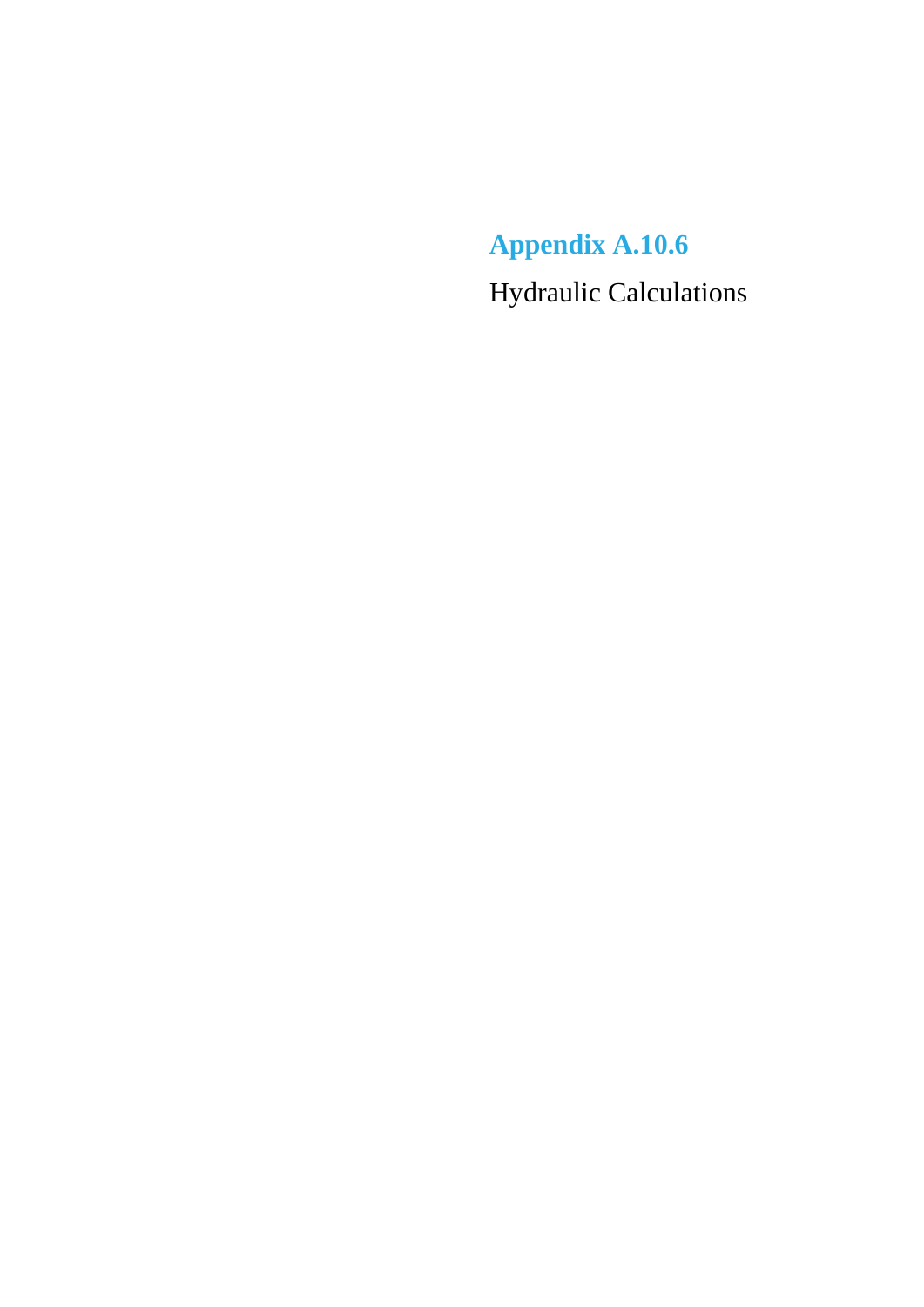# Appendix A.10.6

Hydraulic Calculations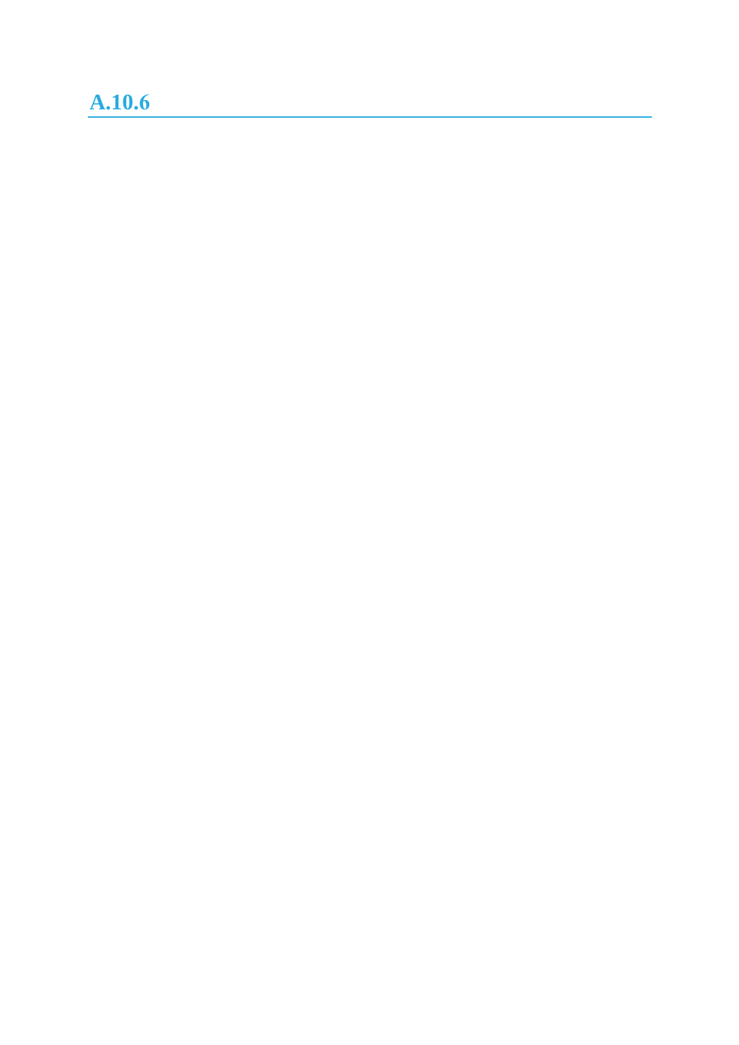## A.10.6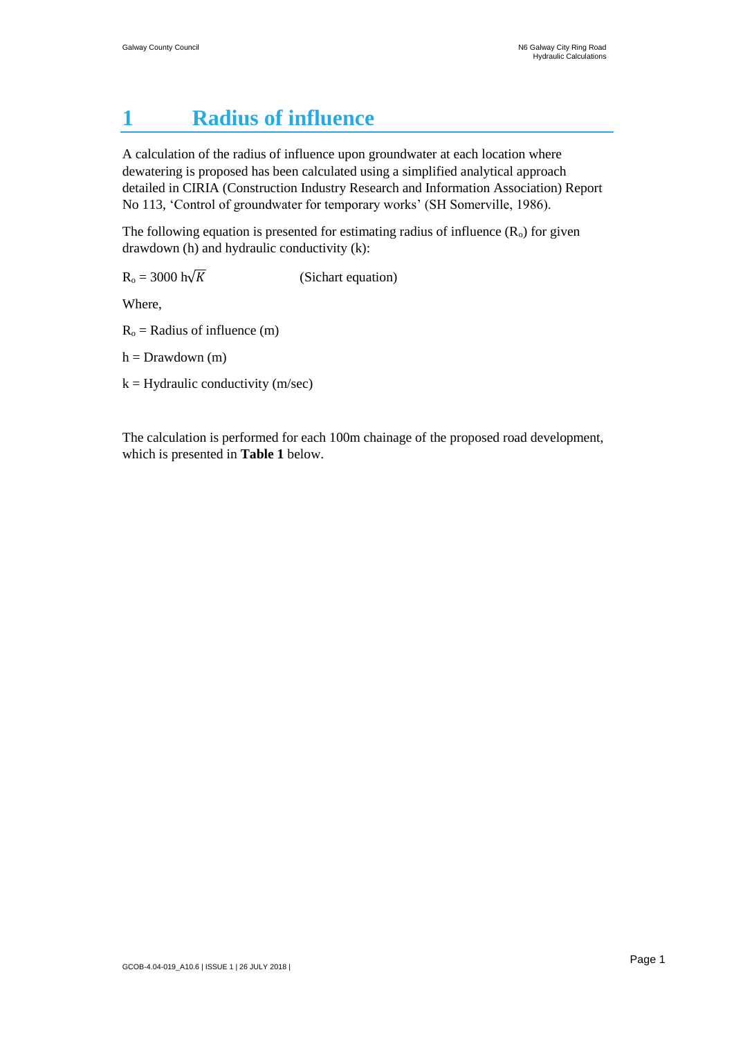# 1 Radius of influence

A calculation of the radius of influence upon groundwater at each location where dewatering is proposed has been calculated using a simplified analytical approach detailed in CIRIA (Construction Industry Research and Information Association) Report No 113, 'Control of groundwater for temporary works' (SH Somerville, 1986).

The following equation is presented for estimating radius of influence ($R_o$) for given drawdown (h) and hydraulic conductivity (k):

$R_o = 3000\ h\sqrt{K}$ (Sichart equation)

Where,

$R_o$ = Radius of influence (m)

h = Drawdown (m)

k = Hydraulic conductivity (m/sec)

The calculation is performed for each 100m chainage of the proposed road development, which is presented in **Table 1** below.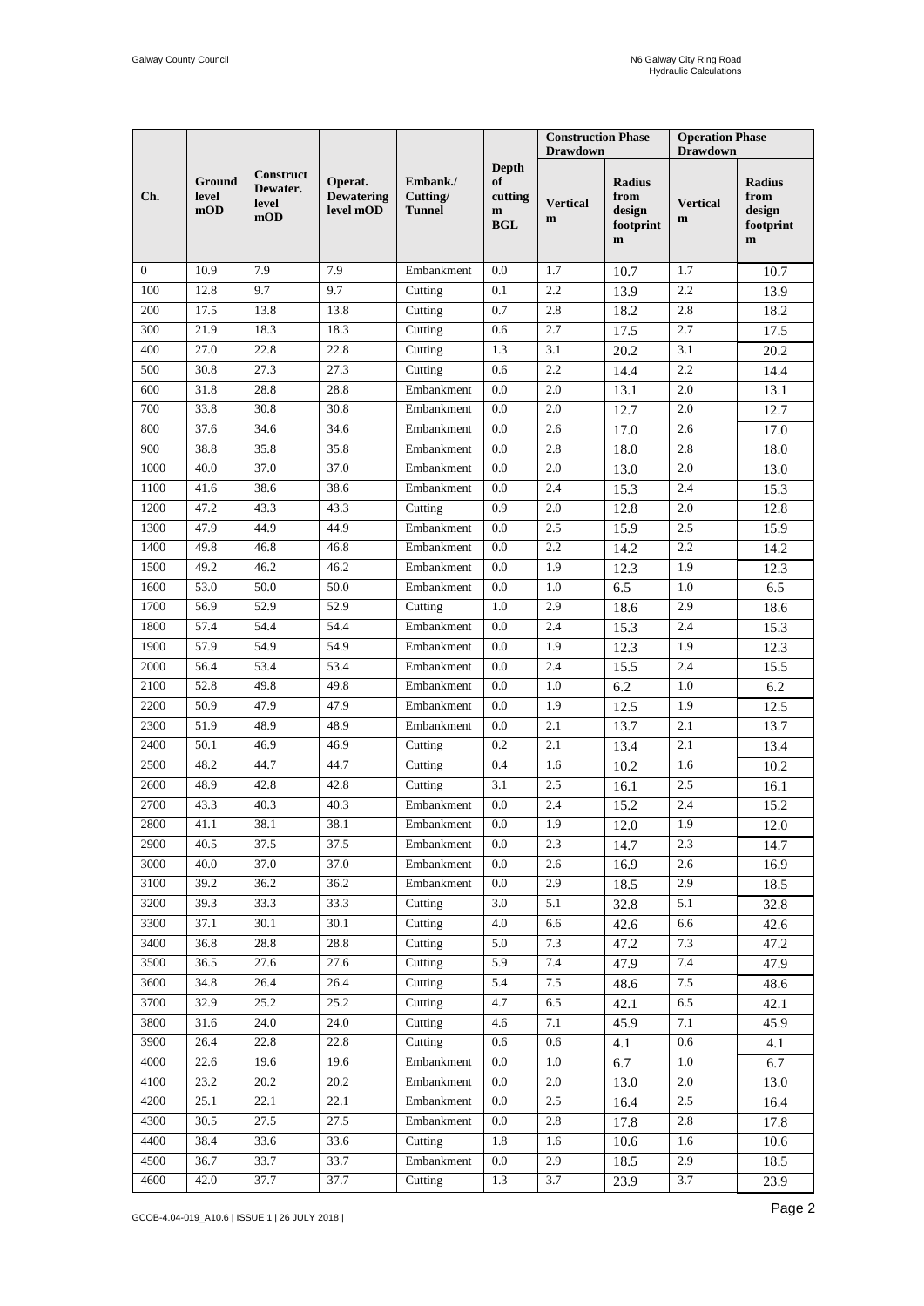| Ch. | Ground level mOD | Construct Dewater. level mOD | Operat. Dewatering level mOD | Embank./ Cutting/ Tunnel | Depth of cutting m BGL | Construction Phase Drawdown | | Operation Phase Drawdown | |
|---|---|---|---|---|---|---|---|---|---|
| | | | | | | Vertical m | Radius from design footprint m | Vertical m | Radius from design footprint m |
| 0 | 10.9 | 7.9 | 7.9 | Embankment | 0.0 | 1.7 | 10.7 | 1.7 | 10.7 |
| 100 | 12.8 | 9.7 | 9.7 | Cutting | 0.1 | 2.2 | 13.9 | 2.2 | 13.9 |
| 200 | 17.5 | 13.8 | 13.8 | Cutting | 0.7 | 2.8 | 18.2 | 2.8 | 18.2 |
| 300 | 21.9 | 18.3 | 18.3 | Cutting | 0.6 | 2.7 | 17.5 | 2.7 | 17.5 |
| 400 | 27.0 | 22.8 | 22.8 | Cutting | 1.3 | 3.1 | 20.2 | 3.1 | 20.2 |
| 500 | 30.8 | 27.3 | 27.3 | Cutting | 0.6 | 2.2 | 14.4 | 2.2 | 14.4 |
| 600 | 31.8 | 28.8 | 28.8 | Embankment | 0.0 | 2.0 | 13.1 | 2.0 | 13.1 |
| 700 | 33.8 | 30.8 | 30.8 | Embankment | 0.0 | 2.0 | 12.7 | 2.0 | 12.7 |
| 800 | 37.6 | 34.6 | 34.6 | Embankment | 0.0 | 2.6 | 17.0 | 2.6 | 17.0 |
| 900 | 38.8 | 35.8 | 35.8 | Embankment | 0.0 | 2.8 | 18.0 | 2.8 | 18.0 |
| 1000 | 40.0 | 37.0 | 37.0 | Embankment | 0.0 | 2.0 | 13.0 | 2.0 | 13.0 |
| 1100 | 41.6 | 38.6 | 38.6 | Embankment | 0.0 | 2.4 | 15.3 | 2.4 | 15.3 |
| 1200 | 47.2 | 43.3 | 43.3 | Cutting | 0.9 | 2.0 | 12.8 | 2.0 | 12.8 |
| 1300 | 47.9 | 44.9 | 44.9 | Embankment | 0.0 | 2.5 | 15.9 | 2.5 | 15.9 |
| 1400 | 49.8 | 46.8 | 46.8 | Embankment | 0.0 | 2.2 | 14.2 | 2.2 | 14.2 |
| 1500 | 49.2 | 46.2 | 46.2 | Embankment | 0.0 | 1.9 | 12.3 | 1.9 | 12.3 |
| 1600 | 53.0 | 50.0 | 50.0 | Embankment | 0.0 | 1.0 | 6.5 | 1.0 | 6.5 |
| 1700 | 56.9 | 52.9 | 52.9 | Cutting | 1.0 | 2.9 | 18.6 | 2.9 | 18.6 |
| 1800 | 57.4 | 54.4 | 54.4 | Embankment | 0.0 | 2.4 | 15.3 | 2.4 | 15.3 |
| 1900 | 57.9 | 54.9 | 54.9 | Embankment | 0.0 | 1.9 | 12.3 | 1.9 | 12.3 |
| 2000 | 56.4 | 53.4 | 53.4 | Embankment | 0.0 | 2.4 | 15.5 | 2.4 | 15.5 |
| 2100 | 52.8 | 49.8 | 49.8 | Embankment | 0.0 | 1.0 | 6.2 | 1.0 | 6.2 |
| 2200 | 50.9 | 47.9 | 47.9 | Embankment | 0.0 | 1.9 | 12.5 | 1.9 | 12.5 |
| 2300 | 51.9 | 48.9 | 48.9 | Embankment | 0.0 | 2.1 | 13.7 | 2.1 | 13.7 |
| 2400 | 50.1 | 46.9 | 46.9 | Cutting | 0.2 | 2.1 | 13.4 | 2.1 | 13.4 |
| 2500 | 48.2 | 44.7 | 44.7 | Cutting | 0.4 | 1.6 | 10.2 | 1.6 | 10.2 |
| 2600 | 48.9 | 42.8 | 42.8 | Cutting | 3.1 | 2.5 | 16.1 | 2.5 | 16.1 |
| 2700 | 43.3 | 40.3 | 40.3 | Embankment | 0.0 | 2.4 | 15.2 | 2.4 | 15.2 |
| 2800 | 41.1 | 38.1 | 38.1 | Embankment | 0.0 | 1.9 | 12.0 | 1.9 | 12.0 |
| 2900 | 40.5 | 37.5 | 37.5 | Embankment | 0.0 | 2.3 | 14.7 | 2.3 | 14.7 |
| 3000 | 40.0 | 37.0 | 37.0 | Embankment | 0.0 | 2.6 | 16.9 | 2.6 | 16.9 |
| 3100 | 39.2 | 36.2 | 36.2 | Embankment | 0.0 | 2.9 | 18.5 | 2.9 | 18.5 |
| 3200 | 39.3 | 33.3 | 33.3 | Cutting | 3.0 | 5.1 | 32.8 | 5.1 | 32.8 |
| 3300 | 37.1 | 30.1 | 30.1 | Cutting | 4.0 | 6.6 | 42.6 | 6.6 | 42.6 |
| 3400 | 36.8 | 28.8 | 28.8 | Cutting | 5.0 | 7.3 | 47.2 | 7.3 | 47.2 |
| 3500 | 36.5 | 27.6 | 27.6 | Cutting | 5.9 | 7.4 | 47.9 | 7.4 | 47.9 |
| 3600 | 34.8 | 26.4 | 26.4 | Cutting | 5.4 | 7.5 | 48.6 | 7.5 | 48.6 |
| 3700 | 32.9 | 25.2 | 25.2 | Cutting | 4.7 | 6.5 | 42.1 | 6.5 | 42.1 |
| 3800 | 31.6 | 24.0 | 24.0 | Cutting | 4.6 | 7.1 | 45.9 | 7.1 | 45.9 |
| 3900 | 26.4 | 22.8 | 22.8 | Cutting | 0.6 | 0.6 | 4.1 | 0.6 | 4.1 |
| 4000 | 22.6 | 19.6 | 19.6 | Embankment | 0.0 | 1.0 | 6.7 | 1.0 | 6.7 |
| 4100 | 23.2 | 20.2 | 20.2 | Embankment | 0.0 | 2.0 | 13.0 | 2.0 | 13.0 |
| 4200 | 25.1 | 22.1 | 22.1 | Embankment | 0.0 | 2.5 | 16.4 | 2.5 | 16.4 |
| 4300 | 30.5 | 27.5 | 27.5 | Embankment | 0.0 | 2.8 | 17.8 | 2.8 | 17.8 |
| 4400 | 38.4 | 33.6 | 33.6 | Cutting | 1.8 | 1.6 | 10.6 | 1.6 | 10.6 |
| 4500 | 36.7 | 33.7 | 33.7 | Embankment | 0.0 | 2.9 | 18.5 | 2.9 | 18.5 |
| 4600 | 42.0 | 37.7 | 37.7 | Cutting | 1.3 | 3.7 | 23.9 | 3.7 | 23.9 |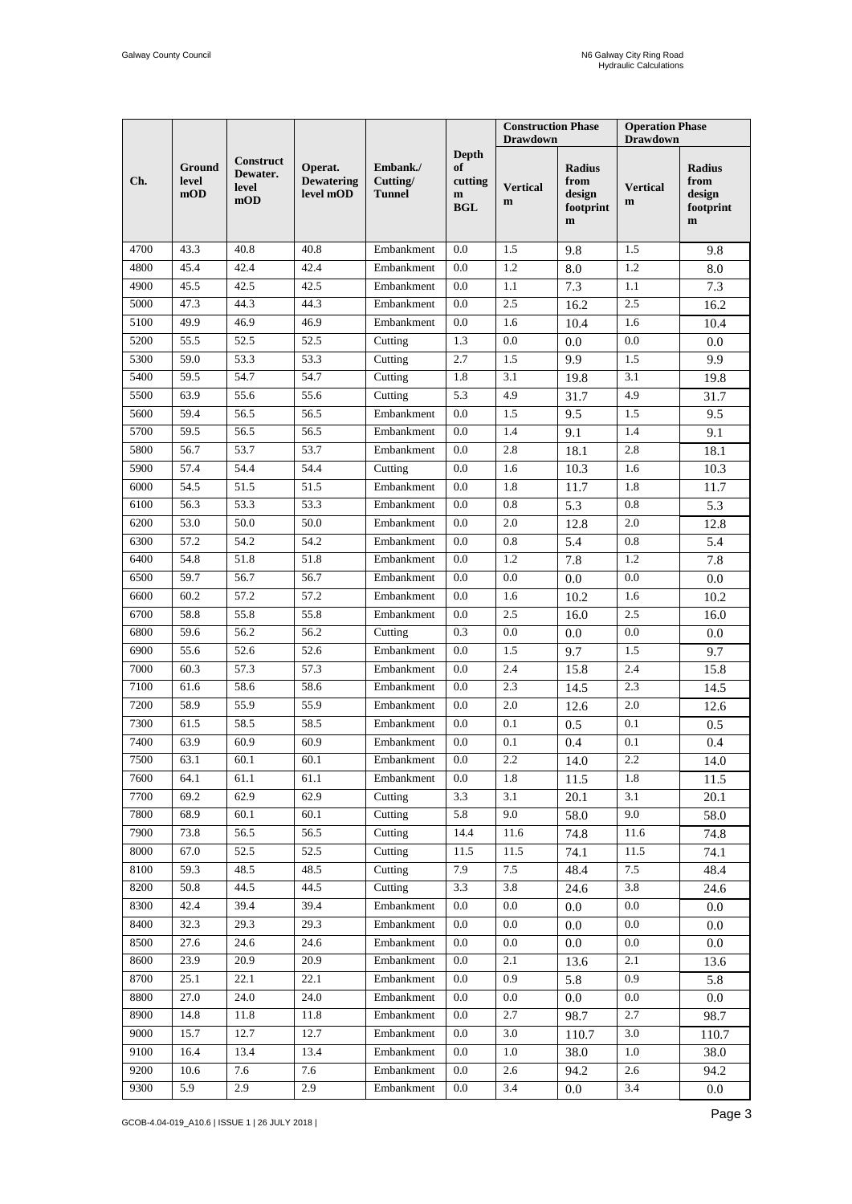| Ch. | Ground level mOD | Construct Dewater. level mOD | Operat. Dewatering level mOD | Embank./ Cutting/ Tunnel | Depth of cutting m BGL | Construction Phase Drawdown | | Operation Phase Drawdown | |
|---|---|---|---|---|---|---|---|---|---|
| | | | | | | Vertical m | Radius from design footprint m | Vertical m | Radius from design footprint m |
| 4700 | 43.3 | 40.8 | 40.8 | Embankment | 0.0 | 1.5 | 9.8 | 1.5 | 9.8 |
| 4800 | 45.4 | 42.4 | 42.4 | Embankment | 0.0 | 1.2 | 8.0 | 1.2 | 8.0 |
| 4900 | 45.5 | 42.5 | 42.5 | Embankment | 0.0 | 1.1 | 7.3 | 1.1 | 7.3 |
| 5000 | 47.3 | 44.3 | 44.3 | Embankment | 0.0 | 2.5 | 16.2 | 2.5 | 16.2 |
| 5100 | 49.9 | 46.9 | 46.9 | Embankment | 0.0 | 1.6 | 10.4 | 1.6 | 10.4 |
| 5200 | 55.5 | 52.5 | 52.5 | Cutting | 1.3 | 0.0 | 0.0 | 0.0 | 0.0 |
| 5300 | 59.0 | 53.3 | 53.3 | Cutting | 2.7 | 1.5 | 9.9 | 1.5 | 9.9 |
| 5400 | 59.5 | 54.7 | 54.7 | Cutting | 1.8 | 3.1 | 19.8 | 3.1 | 19.8 |
| 5500 | 63.9 | 55.6 | 55.6 | Cutting | 5.3 | 4.9 | 31.7 | 4.9 | 31.7 |
| 5600 | 59.4 | 56.5 | 56.5 | Embankment | 0.0 | 1.5 | 9.5 | 1.5 | 9.5 |
| 5700 | 59.5 | 56.5 | 56.5 | Embankment | 0.0 | 1.4 | 9.1 | 1.4 | 9.1 |
| 5800 | 56.7 | 53.7 | 53.7 | Embankment | 0.0 | 2.8 | 18.1 | 2.8 | 18.1 |
| 5900 | 57.4 | 54.4 | 54.4 | Cutting | 0.0 | 1.6 | 10.3 | 1.6 | 10.3 |
| 6000 | 54.5 | 51.5 | 51.5 | Embankment | 0.0 | 1.8 | 11.7 | 1.8 | 11.7 |
| 6100 | 56.3 | 53.3 | 53.3 | Embankment | 0.0 | 0.8 | 5.3 | 0.8 | 5.3 |
| 6200 | 53.0 | 50.0 | 50.0 | Embankment | 0.0 | 2.0 | 12.8 | 2.0 | 12.8 |
| 6300 | 57.2 | 54.2 | 54.2 | Embankment | 0.0 | 0.8 | 5.4 | 0.8 | 5.4 |
| 6400 | 54.8 | 51.8 | 51.8 | Embankment | 0.0 | 1.2 | 7.8 | 1.2 | 7.8 |
| 6500 | 59.7 | 56.7 | 56.7 | Embankment | 0.0 | 0.0 | 0.0 | 0.0 | 0.0 |
| 6600 | 60.2 | 57.2 | 57.2 | Embankment | 0.0 | 1.6 | 10.2 | 1.6 | 10.2 |
| 6700 | 58.8 | 55.8 | 55.8 | Embankment | 0.0 | 2.5 | 16.0 | 2.5 | 16.0 |
| 6800 | 59.6 | 56.2 | 56.2 | Cutting | 0.3 | 0.0 | 0.0 | 0.0 | 0.0 |
| 6900 | 55.6 | 52.6 | 52.6 | Embankment | 0.0 | 1.5 | 9.7 | 1.5 | 9.7 |
| 7000 | 60.3 | 57.3 | 57.3 | Embankment | 0.0 | 2.4 | 15.8 | 2.4 | 15.8 |
| 7100 | 61.6 | 58.6 | 58.6 | Embankment | 0.0 | 2.3 | 14.5 | 2.3 | 14.5 |
| 7200 | 58.9 | 55.9 | 55.9 | Embankment | 0.0 | 2.0 | 12.6 | 2.0 | 12.6 |
| 7300 | 61.5 | 58.5 | 58.5 | Embankment | 0.0 | 0.1 | 0.5 | 0.1 | 0.5 |
| 7400 | 63.9 | 60.9 | 60.9 | Embankment | 0.0 | 0.1 | 0.4 | 0.1 | 0.4 |
| 7500 | 63.1 | 60.1 | 60.1 | Embankment | 0.0 | 2.2 | 14.0 | 2.2 | 14.0 |
| 7600 | 64.1 | 61.1 | 61.1 | Embankment | 0.0 | 1.8 | 11.5 | 1.8 | 11.5 |
| 7700 | 69.2 | 62.9 | 62.9 | Cutting | 3.3 | 3.1 | 20.1 | 3.1 | 20.1 |
| 7800 | 68.9 | 60.1 | 60.1 | Cutting | 5.8 | 9.0 | 58.0 | 9.0 | 58.0 |
| 7900 | 73.8 | 56.5 | 56.5 | Cutting | 14.4 | 11.6 | 74.8 | 11.6 | 74.8 |
| 8000 | 67.0 | 52.5 | 52.5 | Cutting | 11.5 | 11.5 | 74.1 | 11.5 | 74.1 |
| 8100 | 59.3 | 48.5 | 48.5 | Cutting | 7.9 | 7.5 | 48.4 | 7.5 | 48.4 |
| 8200 | 50.8 | 44.5 | 44.5 | Cutting | 3.3 | 3.8 | 24.6 | 3.8 | 24.6 |
| 8300 | 42.4 | 39.4 | 39.4 | Embankment | 0.0 | 0.0 | 0.0 | 0.0 | 0.0 |
| 8400 | 32.3 | 29.3 | 29.3 | Embankment | 0.0 | 0.0 | 0.0 | 0.0 | 0.0 |
| 8500 | 27.6 | 24.6 | 24.6 | Embankment | 0.0 | 0.0 | 0.0 | 0.0 | 0.0 |
| 8600 | 23.9 | 20.9 | 20.9 | Embankment | 0.0 | 2.1 | 13.6 | 2.1 | 13.6 |
| 8700 | 25.1 | 22.1 | 22.1 | Embankment | 0.0 | 0.9 | 5.8 | 0.9 | 5.8 |
| 8800 | 27.0 | 24.0 | 24.0 | Embankment | 0.0 | 0.0 | 0.0 | 0.0 | 0.0 |
| 8900 | 14.8 | 11.8 | 11.8 | Embankment | 0.0 | 2.7 | 98.7 | 2.7 | 98.7 |
| 9000 | 15.7 | 12.7 | 12.7 | Embankment | 0.0 | 3.0 | 110.7 | 3.0 | 110.7 |
| 9100 | 16.4 | 13.4 | 13.4 | Embankment | 0.0 | 1.0 | 38.0 | 1.0 | 38.0 |
| 9200 | 10.6 | 7.6 | 7.6 | Embankment | 0.0 | 2.6 | 94.2 | 2.6 | 94.2 |
| 9300 | 5.9 | 2.9 | 2.9 | Embankment | 0.0 | 3.4 | 0.0 | 3.4 | 0.0 |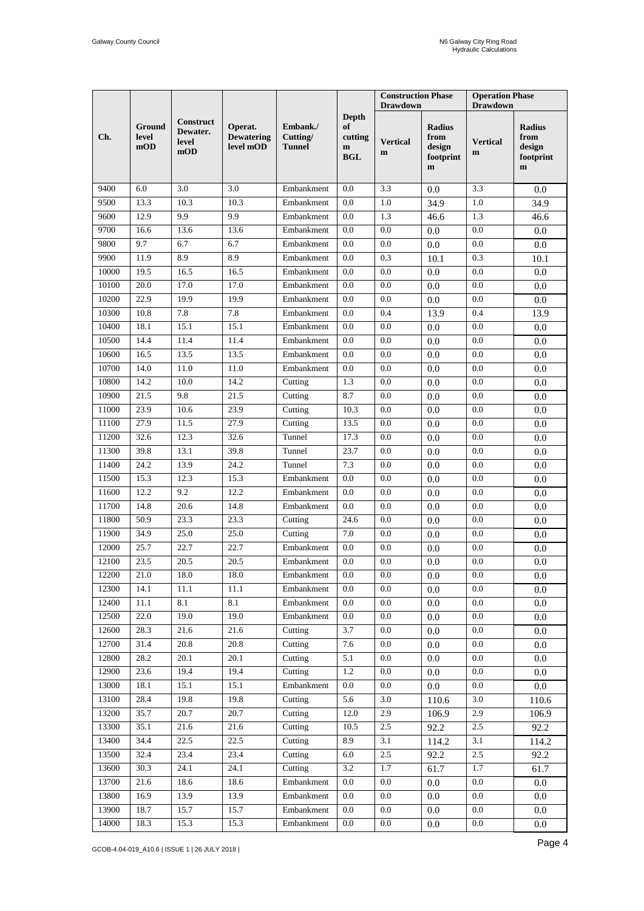| Ch. | Ground level mOD | Construct Dewater. level mOD | Operat. Dewatering level mOD | Embank./ Cutting/ Tunnel | Depth of cutting m BGL | Construction Phase Drawdown | | Operation Phase Drawdown | |
|---|---|---|---|---|---|---|---|---|---|
| | | | | | | Vertical m | Radius from design footprint m | Vertical m | Radius from design footprint m |
| 9400 | 6.0 | 3.0 | 3.0 | Embankment | 0.0 | 3.3 | 0.0 | 3.3 | 0.0 |
| 9500 | 13.3 | 10.3 | 10.3 | Embankment | 0.0 | 1.0 | 34.9 | 1.0 | 34.9 |
| 9600 | 12.9 | 9.9 | 9.9 | Embankment | 0.0 | 1.3 | 46.6 | 1.3 | 46.6 |
| 9700 | 16.6 | 13.6 | 13.6 | Embankment | 0.0 | 0.0 | 0.0 | 0.0 | 0.0 |
| 9800 | 9.7 | 6.7 | 6.7 | Embankment | 0.0 | 0.0 | 0.0 | 0.0 | 0.0 |
| 9900 | 11.9 | 8.9 | 8.9 | Embankment | 0.0 | 0.3 | 10.1 | 0.3 | 10.1 |
| 10000 | 19.5 | 16.5 | 16.5 | Embankment | 0.0 | 0.0 | 0.0 | 0.0 | 0.0 |
| 10100 | 20.0 | 17.0 | 17.0 | Embankment | 0.0 | 0.0 | 0.0 | 0.0 | 0.0 |
| 10200 | 22.9 | 19.9 | 19.9 | Embankment | 0.0 | 0.0 | 0.0 | 0.0 | 0.0 |
| 10300 | 10.8 | 7.8 | 7.8 | Embankment | 0.0 | 0.4 | 13.9 | 0.4 | 13.9 |
| 10400 | 18.1 | 15.1 | 15.1 | Embankment | 0.0 | 0.0 | 0.0 | 0.0 | 0.0 |
| 10500 | 14.4 | 11.4 | 11.4 | Embankment | 0.0 | 0.0 | 0.0 | 0.0 | 0.0 |
| 10600 | 16.5 | 13.5 | 13.5 | Embankment | 0.0 | 0.0 | 0.0 | 0.0 | 0.0 |
| 10700 | 14.0 | 11.0 | 11.0 | Embankment | 0.0 | 0.0 | 0.0 | 0.0 | 0.0 |
| 10800 | 14.2 | 10.0 | 14.2 | Cutting | 1.3 | 0.0 | 0.0 | 0.0 | 0.0 |
| 10900 | 21.5 | 9.8 | 21.5 | Cutting | 8.7 | 0.0 | 0.0 | 0.0 | 0.0 |
| 11000 | 23.9 | 10.6 | 23.9 | Cutting | 10.3 | 0.0 | 0.0 | 0.0 | 0.0 |
| 11100 | 27.9 | 11.5 | 27.9 | Cutting | 13.5 | 0.0 | 0.0 | 0.0 | 0.0 |
| 11200 | 32.6 | 12.3 | 32.6 | Tunnel | 17.3 | 0.0 | 0.0 | 0.0 | 0.0 |
| 11300 | 39.8 | 13.1 | 39.8 | Tunnel | 23.7 | 0.0 | 0.0 | 0.0 | 0.0 |
| 11400 | 24.2 | 13.9 | 24.2 | Tunnel | 7.3 | 0.0 | 0.0 | 0.0 | 0.0 |
| 11500 | 15.3 | 12.3 | 15.3 | Embankment | 0.0 | 0.0 | 0.0 | 0.0 | 0.0 |
| 11600 | 12.2 | 9.2 | 12.2 | Embankment | 0.0 | 0.0 | 0.0 | 0.0 | 0.0 |
| 11700 | 14.8 | 20.6 | 14.8 | Embankment | 0.0 | 0.0 | 0.0 | 0.0 | 0.0 |
| 11800 | 50.9 | 23.3 | 23.3 | Cutting | 24.6 | 0.0 | 0.0 | 0.0 | 0.0 |
| 11900 | 34.9 | 25.0 | 25.0 | Cutting | 7.0 | 0.0 | 0.0 | 0.0 | 0.0 |
| 12000 | 25.7 | 22.7 | 22.7 | Embankment | 0.0 | 0.0 | 0.0 | 0.0 | 0.0 |
| 12100 | 23.5 | 20.5 | 20.5 | Embankment | 0.0 | 0.0 | 0.0 | 0.0 | 0.0 |
| 12200 | 21.0 | 18.0 | 18.0 | Embankment | 0.0 | 0.0 | 0.0 | 0.0 | 0.0 |
| 12300 | 14.1 | 11.1 | 11.1 | Embankment | 0.0 | 0.0 | 0.0 | 0.0 | 0.0 |
| 12400 | 11.1 | 8.1 | 8.1 | Embankment | 0.0 | 0.0 | 0.0 | 0.0 | 0.0 |
| 12500 | 22.0 | 19.0 | 19.0 | Embankment | 0.0 | 0.0 | 0.0 | 0.0 | 0.0 |
| 12600 | 28.3 | 21.6 | 21.6 | Cutting | 3.7 | 0.0 | 0.0 | 0.0 | 0.0 |
| 12700 | 31.4 | 20.8 | 20.8 | Cutting | 7.6 | 0.0 | 0.0 | 0.0 | 0.0 |
| 12800 | 28.2 | 20.1 | 20.1 | Cutting | 5.1 | 0.0 | 0.0 | 0.0 | 0.0 |
| 12900 | 23.6 | 19.4 | 19.4 | Cutting | 1.2 | 0.0 | 0.0 | 0.0 | 0.0 |
| 13000 | 18.1 | 15.1 | 15.1 | Embankment | 0.0 | 0.0 | 0.0 | 0.0 | 0.0 |
| 13100 | 28.4 | 19.8 | 19.8 | Cutting | 5.6 | 3.0 | 110.6 | 3.0 | 110.6 |
| 13200 | 35.7 | 20.7 | 20.7 | Cutting | 12.0 | 2.9 | 106.9 | 2.9 | 106.9 |
| 13300 | 35.1 | 21.6 | 21.6 | Cutting | 10.5 | 2.5 | 92.2 | 2.5 | 92.2 |
| 13400 | 34.4 | 22.5 | 22.5 | Cutting | 8.9 | 3.1 | 114.2 | 3.1 | 114.2 |
| 13500 | 32.4 | 23.4 | 23.4 | Cutting | 6.0 | 2.5 | 92.2 | 2.5 | 92.2 |
| 13600 | 30.3 | 24.1 | 24.1 | Cutting | 3.2 | 1.7 | 61.7 | 1.7 | 61.7 |
| 13700 | 21.6 | 18.6 | 18.6 | Embankment | 0.0 | 0.0 | 0.0 | 0.0 | 0.0 |
| 13800 | 16.9 | 13.9 | 13.9 | Embankment | 0.0 | 0.0 | 0.0 | 0.0 | 0.0 |
| 13900 | 18.7 | 15.7 | 15.7 | Embankment | 0.0 | 0.0 | 0.0 | 0.0 | 0.0 |
| 14000 | 18.3 | 15.3 | 15.3 | Embankment | 0.0 | 0.0 | 0.0 | 0.0 | 0.0 |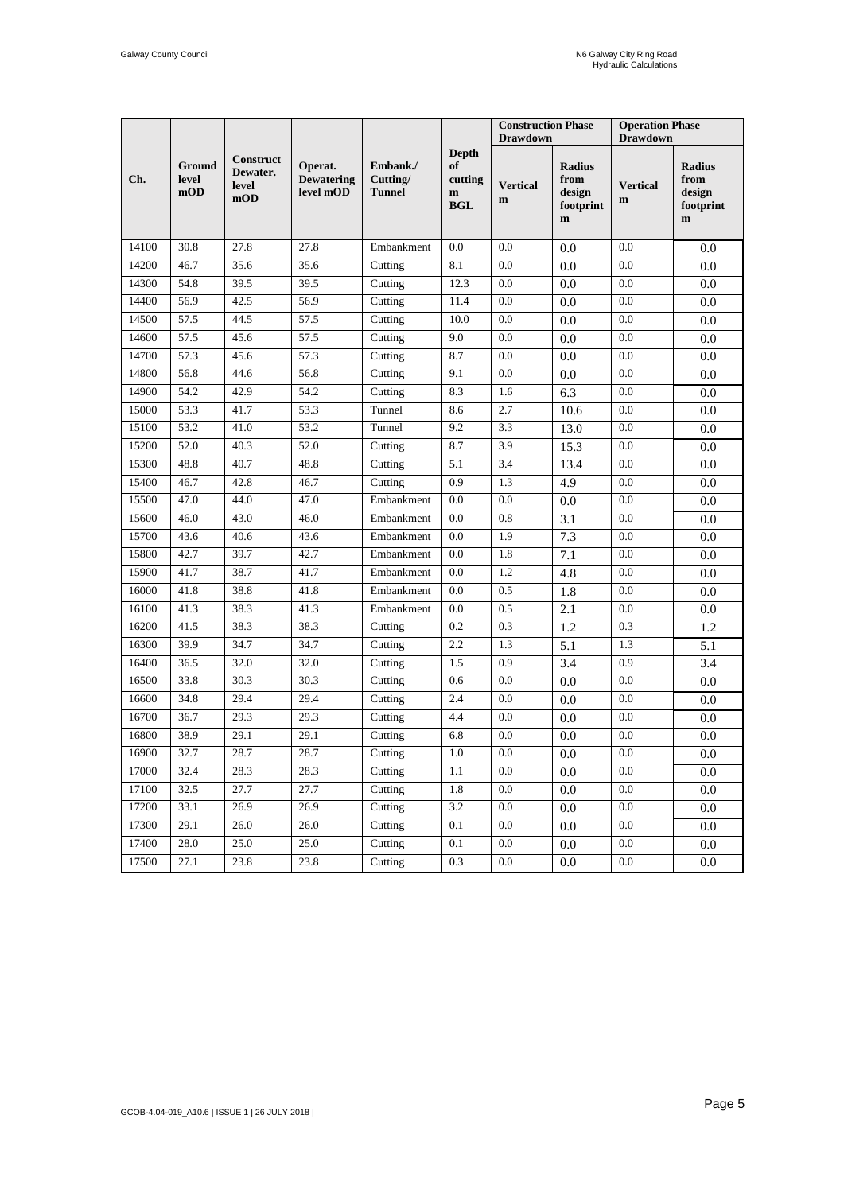| Ch. | Ground level mOD | Construct Dewater. level mOD | Operat. Dewatering level mOD | Embank./ Cutting/ Tunnel | Depth of cutting m BGL | Construction Phase Drawdown | | Operation Phase Drawdown | |
|---|---|---|---|---|---|---|---|---|---|
| | | | | | | Vertical m | Radius from design footprint m | Vertical m | Radius from design footprint m |
| 14100 | 30.8 | 27.8 | 27.8 | Embankment | 0.0 | 0.0 | 0.0 | 0.0 | 0.0 |
| 14200 | 46.7 | 35.6 | 35.6 | Cutting | 8.1 | 0.0 | 0.0 | 0.0 | 0.0 |
| 14300 | 54.8 | 39.5 | 39.5 | Cutting | 12.3 | 0.0 | 0.0 | 0.0 | 0.0 |
| 14400 | 56.9 | 42.5 | 56.9 | Cutting | 11.4 | 0.0 | 0.0 | 0.0 | 0.0 |
| 14500 | 57.5 | 44.5 | 57.5 | Cutting | 10.0 | 0.0 | 0.0 | 0.0 | 0.0 |
| 14600 | 57.5 | 45.6 | 57.5 | Cutting | 9.0 | 0.0 | 0.0 | 0.0 | 0.0 |
| 14700 | 57.3 | 45.6 | 57.3 | Cutting | 8.7 | 0.0 | 0.0 | 0.0 | 0.0 |
| 14800 | 56.8 | 44.6 | 56.8 | Cutting | 9.1 | 0.0 | 0.0 | 0.0 | 0.0 |
| 14900 | 54.2 | 42.9 | 54.2 | Cutting | 8.3 | 1.6 | 6.3 | 0.0 | 0.0 |
| 15000 | 53.3 | 41.7 | 53.3 | Tunnel | 8.6 | 2.7 | 10.6 | 0.0 | 0.0 |
| 15100 | 53.2 | 41.0 | 53.2 | Tunnel | 9.2 | 3.3 | 13.0 | 0.0 | 0.0 |
| 15200 | 52.0 | 40.3 | 52.0 | Cutting | 8.7 | 3.9 | 15.3 | 0.0 | 0.0 |
| 15300 | 48.8 | 40.7 | 48.8 | Cutting | 5.1 | 3.4 | 13.4 | 0.0 | 0.0 |
| 15400 | 46.7 | 42.8 | 46.7 | Cutting | 0.9 | 1.3 | 4.9 | 0.0 | 0.0 |
| 15500 | 47.0 | 44.0 | 47.0 | Embankment | 0.0 | 0.0 | 0.0 | 0.0 | 0.0 |
| 15600 | 46.0 | 43.0 | 46.0 | Embankment | 0.0 | 0.8 | 3.1 | 0.0 | 0.0 |
| 15700 | 43.6 | 40.6 | 43.6 | Embankment | 0.0 | 1.9 | 7.3 | 0.0 | 0.0 |
| 15800 | 42.7 | 39.7 | 42.7 | Embankment | 0.0 | 1.8 | 7.1 | 0.0 | 0.0 |
| 15900 | 41.7 | 38.7 | 41.7 | Embankment | 0.0 | 1.2 | 4.8 | 0.0 | 0.0 |
| 16000 | 41.8 | 38.8 | 41.8 | Embankment | 0.0 | 0.5 | 1.8 | 0.0 | 0.0 |
| 16100 | 41.3 | 38.3 | 41.3 | Embankment | 0.0 | 0.5 | 2.1 | 0.0 | 0.0 |
| 16200 | 41.5 | 38.3 | 38.3 | Cutting | 0.2 | 0.3 | 1.2 | 0.3 | 1.2 |
| 16300 | 39.9 | 34.7 | 34.7 | Cutting | 2.2 | 1.3 | 5.1 | 1.3 | 5.1 |
| 16400 | 36.5 | 32.0 | 32.0 | Cutting | 1.5 | 0.9 | 3.4 | 0.9 | 3.4 |
| 16500 | 33.8 | 30.3 | 30.3 | Cutting | 0.6 | 0.0 | 0.0 | 0.0 | 0.0 |
| 16600 | 34.8 | 29.4 | 29.4 | Cutting | 2.4 | 0.0 | 0.0 | 0.0 | 0.0 |
| 16700 | 36.7 | 29.3 | 29.3 | Cutting | 4.4 | 0.0 | 0.0 | 0.0 | 0.0 |
| 16800 | 38.9 | 29.1 | 29.1 | Cutting | 6.8 | 0.0 | 0.0 | 0.0 | 0.0 |
| 16900 | 32.7 | 28.7 | 28.7 | Cutting | 1.0 | 0.0 | 0.0 | 0.0 | 0.0 |
| 17000 | 32.4 | 28.3 | 28.3 | Cutting | 1.1 | 0.0 | 0.0 | 0.0 | 0.0 |
| 17100 | 32.5 | 27.7 | 27.7 | Cutting | 1.8 | 0.0 | 0.0 | 0.0 | 0.0 |
| 17200 | 33.1 | 26.9 | 26.9 | Cutting | 3.2 | 0.0 | 0.0 | 0.0 | 0.0 |
| 17300 | 29.1 | 26.0 | 26.0 | Cutting | 0.1 | 0.0 | 0.0 | 0.0 | 0.0 |
| 17400 | 28.0 | 25.0 | 25.0 | Cutting | 0.1 | 0.0 | 0.0 | 0.0 | 0.0 |
| 17500 | 27.1 | 23.8 | 23.8 | Cutting | 0.3 | 0.0 | 0.0 | 0.0 | 0.0 |